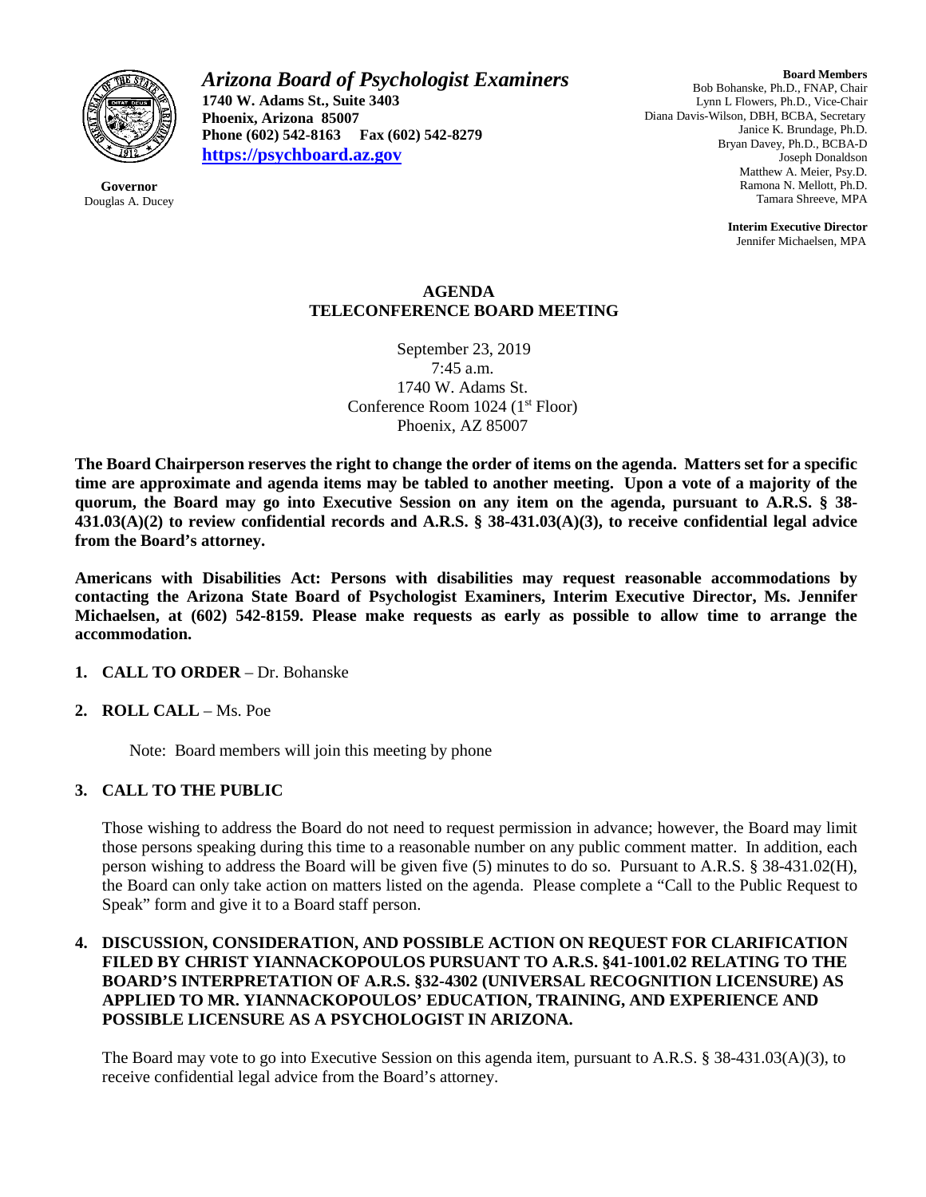# *Arizona Board of Psychologist Examiners*

**1740 W. Adams St., Suite 3403**
**Phoenix, Arizona 85007**
**Phone (602) 542-8163 Fax (602) 542-8279**
**https://psychboard.az.gov**

**Governor**
Douglas A. Ducey

**Board Members**
Bob Bohanske, Ph.D., FNAP, Chair
Lynn L Flowers, Ph.D., Vice-Chair
Diana Davis-Wilson, DBH, BCBA, Secretary
Janice K. Brundage, Ph.D.
Bryan Davey, Ph.D., BCBA-D
Joseph Donaldson
Matthew A. Meier, Psy.D.
Ramona N. Mellott, Ph.D.
Tamara Shreeve, MPA

**Interim Executive Director**
Jennifer Michaelsen, MPA

## AGENDA
## TELECONFERENCE BOARD MEETING

September 23, 2019
7:45 a.m.
1740 W. Adams St.
Conference Room 1024 (1st Floor)
Phoenix, AZ 85007

**The Board Chairperson reserves the right to change the order of items on the agenda. Matters set for a specific time are approximate and agenda items may be tabled to another meeting. Upon a vote of a majority of the quorum, the Board may go into Executive Session on any item on the agenda, pursuant to A.R.S. § 38-431.03(A)(2) to review confidential records and A.R.S. § 38-431.03(A)(3), to receive confidential legal advice from the Board's attorney.**

**Americans with Disabilities Act: Persons with disabilities may request reasonable accommodations by contacting the Arizona State Board of Psychologist Examiners, Interim Executive Director, Ms. Jennifer Michaelsen, at (602) 542-8159. Please make requests as early as possible to allow time to arrange the accommodation.**

1. **CALL TO ORDER** – Dr. Bohanske

2. **ROLL CALL** – Ms. Poe

   Note: Board members will join this meeting by phone

3. **CALL TO THE PUBLIC**

   Those wishing to address the Board do not need to request permission in advance; however, the Board may limit those persons speaking during this time to a reasonable number on any public comment matter. In addition, each person wishing to address the Board will be given five (5) minutes to do so. Pursuant to A.R.S. § 38-431.02(H), the Board can only take action on matters listed on the agenda. Please complete a "Call to the Public Request to Speak" form and give it to a Board staff person.

4. **DISCUSSION, CONSIDERATION, AND POSSIBLE ACTION ON REQUEST FOR CLARIFICATION FILED BY CHRIST YIANNACKOPOULOS PURSUANT TO A.R.S. §41-1001.02 RELATING TO THE BOARD'S INTERPRETATION OF A.R.S. §32-4302 (UNIVERSAL RECOGNITION LICENSURE) AS APPLIED TO MR. YIANNACKOPOULOS' EDUCATION, TRAINING, AND EXPERIENCE AND POSSIBLE LICENSURE AS A PSYCHOLOGIST IN ARIZONA.**

   The Board may vote to go into Executive Session on this agenda item, pursuant to A.R.S. § 38-431.03(A)(3), to receive confidential legal advice from the Board's attorney.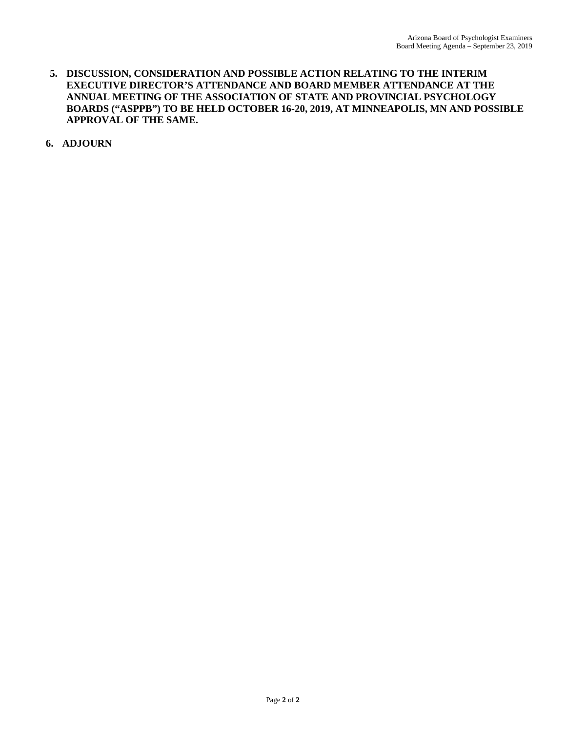5. **DISCUSSION, CONSIDERATION AND POSSIBLE ACTION RELATING TO THE INTERIM EXECUTIVE DIRECTOR'S ATTENDANCE AND BOARD MEMBER ATTENDANCE AT THE ANNUAL MEETING OF THE ASSOCIATION OF STATE AND PROVINCIAL PSYCHOLOGY BOARDS ("ASPPB") TO BE HELD OCTOBER 16-20, 2019, AT MINNEAPOLIS, MN AND POSSIBLE APPROVAL OF THE SAME.**

6. **ADJOURN**